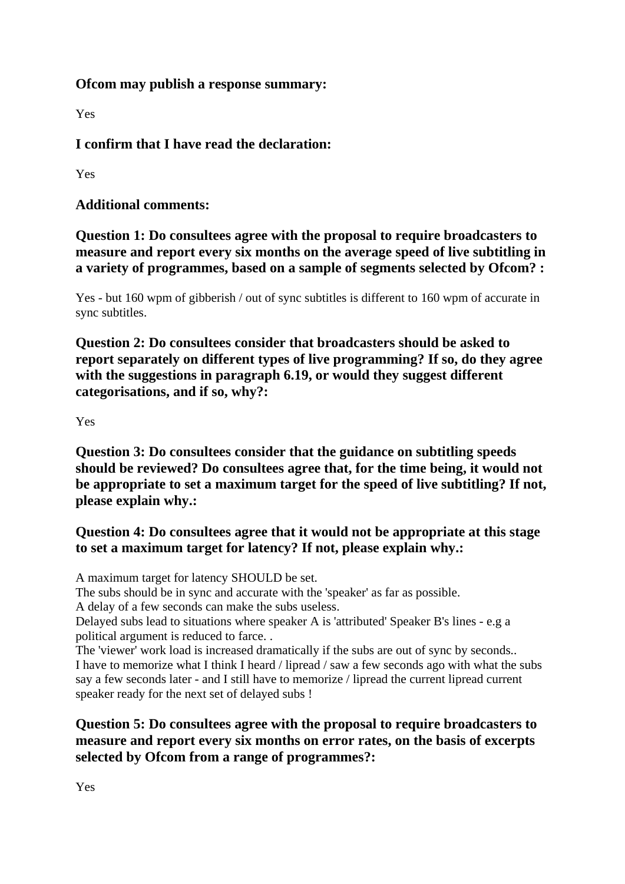**Ofcom may publish a response summary:**

Yes

**I confirm that I have read the declaration:**

Yes

**Additional comments:**

**Question 1: Do consultees agree with the proposal to require broadcasters to measure and report every six months on the average speed of live subtitling in a variety of programmes, based on a sample of segments selected by Ofcom? :**

Yes - but 160 wpm of gibberish / out of sync subtitles is different to 160 wpm of accurate in sync subtitles.

**Question 2: Do consultees consider that broadcasters should be asked to report separately on different types of live programming? If so, do they agree with the suggestions in paragraph 6.19, or would they suggest different categorisations, and if so, why?:**

Yes

**Question 3: Do consultees consider that the guidance on subtitling speeds should be reviewed? Do consultees agree that, for the time being, it would not be appropriate to set a maximum target for the speed of live subtitling? If not, please explain why.:**

**Question 4: Do consultees agree that it would not be appropriate at this stage to set a maximum target for latency? If not, please explain why.:**

A maximum target for latency SHOULD be set.
The subs should be in sync and accurate with the 'speaker' as far as possible.
A delay of a few seconds can make the subs useless.
Delayed subs lead to situations where speaker A is 'attributed' Speaker B's lines - e.g a political argument is reduced to farce. .
The 'viewer' work load is increased dramatically if the subs are out of sync by seconds..
I have to memorize what I think I heard / lipread / saw a few seconds ago with what the subs say a few seconds later - and I still have to memorize / lipread the current lipread current speaker ready for the next set of delayed subs !

**Question 5: Do consultees agree with the proposal to require broadcasters to measure and report every six months on error rates, on the basis of excerpts selected by Ofcom from a range of programmes?:**

Yes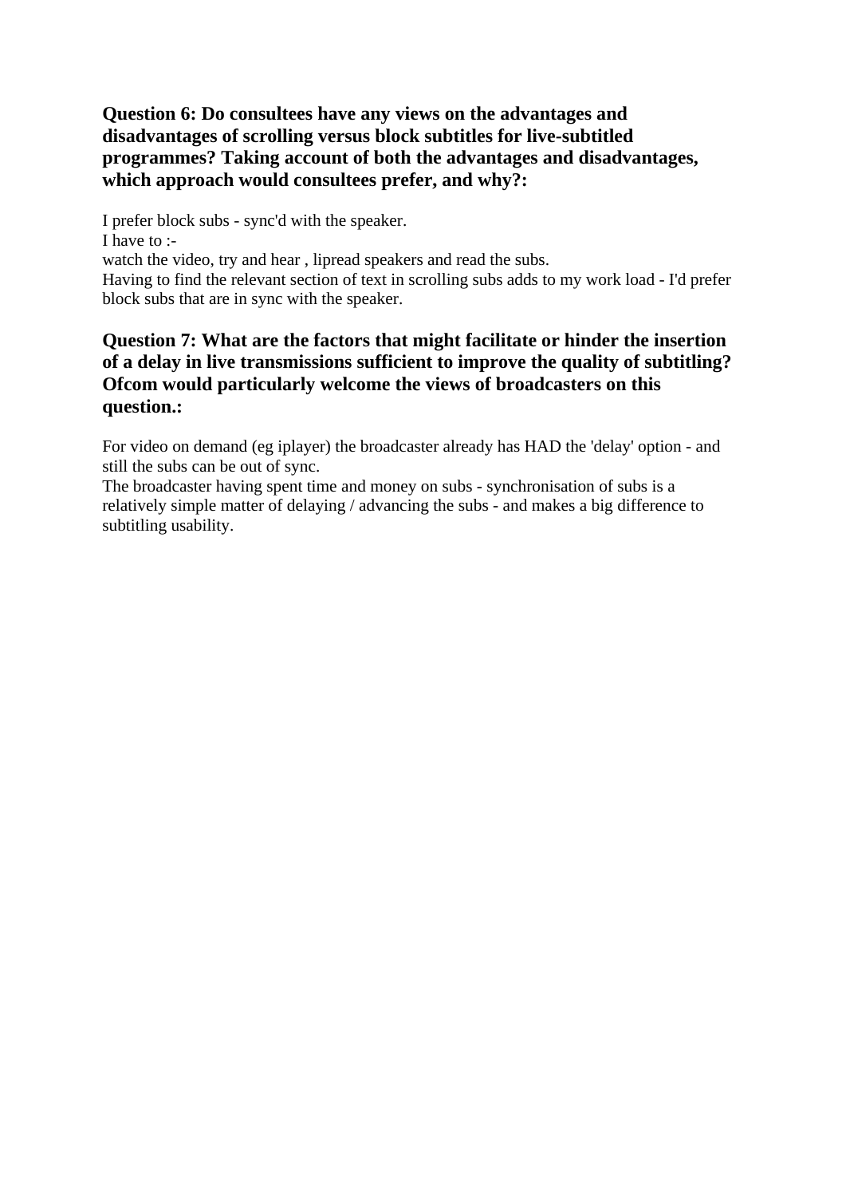**Question 6: Do consultees have any views on the advantages and disadvantages of scrolling versus block subtitles for live-subtitled programmes? Taking account of both the advantages and disadvantages, which approach would consultees prefer, and why?:**

I prefer block subs - sync'd with the speaker.
I have to :-
watch the video, try and hear , lipread speakers and read the subs.
Having to find the relevant section of text in scrolling subs adds to my work load - I'd prefer block subs that are in sync with the speaker.

**Question 7: What are the factors that might facilitate or hinder the insertion of a delay in live transmissions sufficient to improve the quality of subtitling? Ofcom would particularly welcome the views of broadcasters on this question.:**

For video on demand (eg iplayer) the broadcaster already has HAD the 'delay' option - and still the subs can be out of sync.
The broadcaster having spent time and money on subs - synchronisation of subs is a relatively simple matter of delaying / advancing the subs - and makes a big difference to subtitling usability.